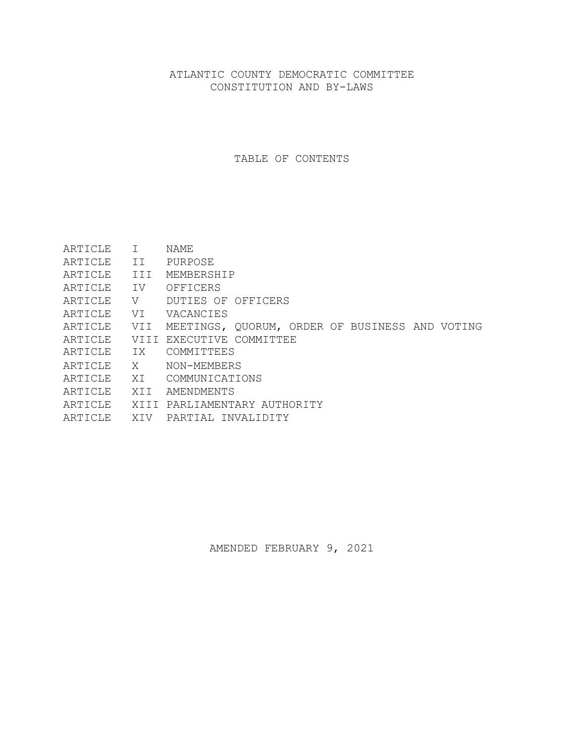# ATLANTIC COUNTY DEMOCRATIC COMMITTEE
# CONSTITUTION AND BY-LAWS

## TABLE OF CONTENTS

| | | |
|---|---|---|
| ARTICLE | I | NAME |
| ARTICLE | II | PURPOSE |
| ARTICLE | III | MEMBERSHIP |
| ARTICLE | IV | OFFICERS |
| ARTICLE | V | DUTIES OF OFFICERS |
| ARTICLE | VI | VACANCIES |
| ARTICLE | VII | MEETINGS, QUORUM, ORDER OF BUSINESS AND VOTING |
| ARTICLE | VIII | EXECUTIVE COMMITTEE |
| ARTICLE | IX | COMMITTEES |
| ARTICLE | X | NON-MEMBERS |
| ARTICLE | XI | COMMUNICATIONS |
| ARTICLE | XII | AMENDMENTS |
| ARTICLE | XIII | PARLIAMENTARY AUTHORITY |
| ARTICLE | XIV | PARTIAL INVALIDITY |

AMENDED FEBRUARY 9, 2021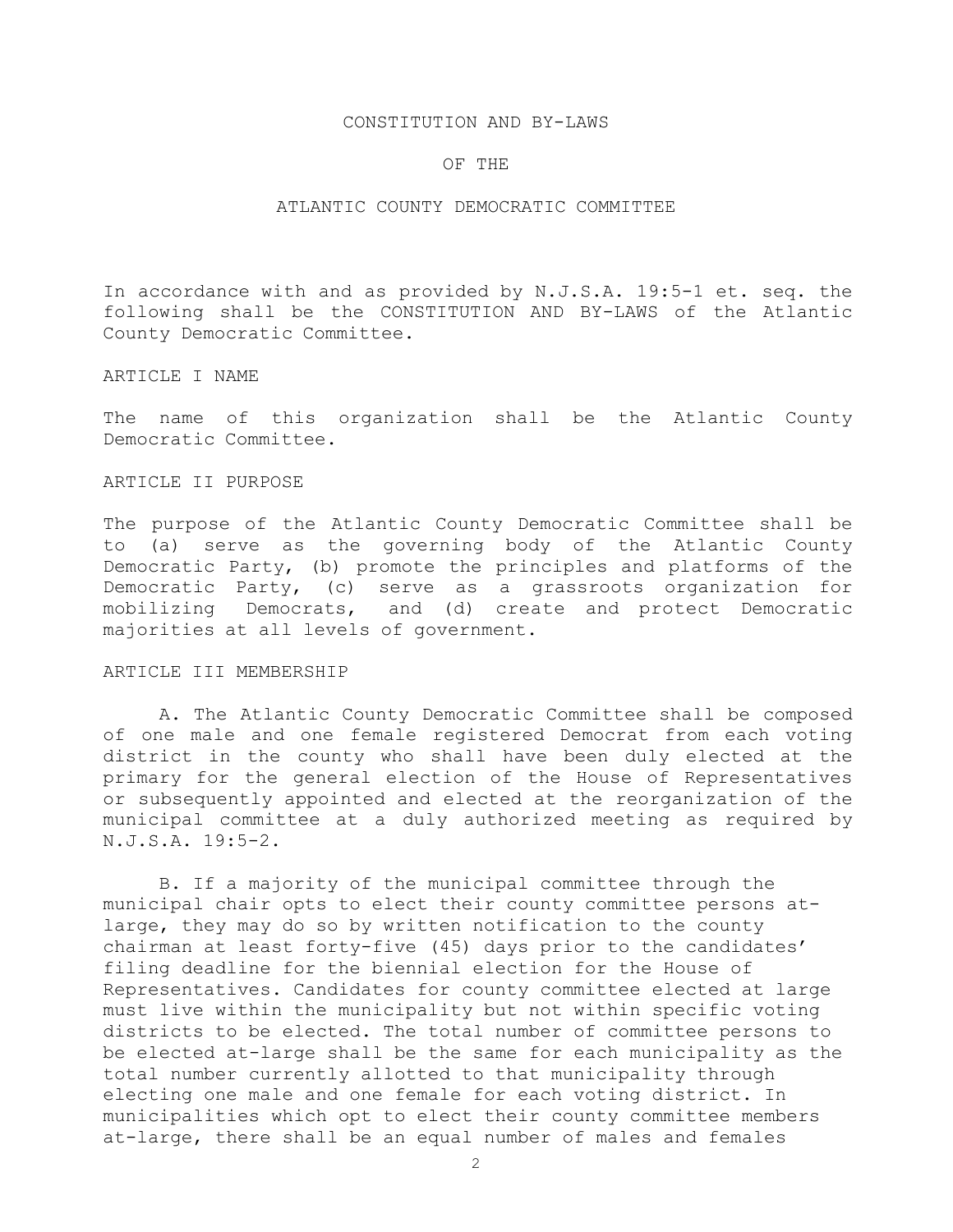# CONSTITUTION AND BY-LAWS

# OF THE

# ATLANTIC COUNTY DEMOCRATIC COMMITTEE

In accordance with and as provided by N.J.S.A. 19:5-1 et. seq. the following shall be the CONSTITUTION AND BY-LAWS of the Atlantic County Democratic Committee.

## ARTICLE I NAME

The name of this organization shall be the Atlantic County Democratic Committee.

## ARTICLE II PURPOSE

The purpose of the Atlantic County Democratic Committee shall be to (a) serve as the governing body of the Atlantic County Democratic Party, (b) promote the principles and platforms of the Democratic Party, (c) serve as a grassroots organization for mobilizing Democrats, and (d) create and protect Democratic majorities at all levels of government.

## ARTICLE III MEMBERSHIP

A. The Atlantic County Democratic Committee shall be composed of one male and one female registered Democrat from each voting district in the county who shall have been duly elected at the primary for the general election of the House of Representatives or subsequently appointed and elected at the reorganization of the municipal committee at a duly authorized meeting as required by N.J.S.A. 19:5-2.

B. If a majority of the municipal committee through the municipal chair opts to elect their county committee persons at-large, they may do so by written notification to the county chairman at least forty-five (45) days prior to the candidates' filing deadline for the biennial election for the House of Representatives. Candidates for county committee elected at large must live within the municipality but not within specific voting districts to be elected. The total number of committee persons to be elected at-large shall be the same for each municipality as the total number currently allotted to that municipality through electing one male and one female for each voting district. In municipalities which opt to elect their county committee members at-large, there shall be an equal number of males and females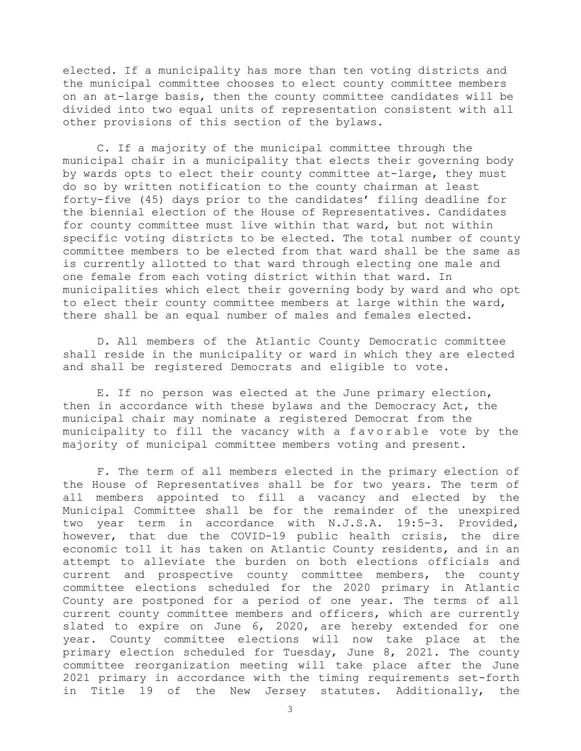elected. If a municipality has more than ten voting districts and the municipal committee chooses to elect county committee members on an at-large basis, then the county committee candidates will be divided into two equal units of representation consistent with all other provisions of this section of the bylaws.

C. If a majority of the municipal committee through the municipal chair in a municipality that elects their governing body by wards opts to elect their county committee at-large, they must do so by written notification to the county chairman at least forty-five (45) days prior to the candidates' filing deadline for the biennial election of the House of Representatives. Candidates for county committee must live within that ward, but not within specific voting districts to be elected. The total number of county committee members to be elected from that ward shall be the same as is currently allotted to that ward through electing one male and one female from each voting district within that ward. In municipalities which elect their governing body by ward and who opt to elect their county committee members at large within the ward, there shall be an equal number of males and females elected.

D. All members of the Atlantic County Democratic committee shall reside in the municipality or ward in which they are elected and shall be registered Democrats and eligible to vote.

E. If no person was elected at the June primary election, then in accordance with these bylaws and the Democracy Act, the municipal chair may nominate a registered Democrat from the municipality to fill the vacancy with a favorable vote by the majority of municipal committee members voting and present.

F. The term of all members elected in the primary election of the House of Representatives shall be for two years. The term of all members appointed to fill a vacancy and elected by the Municipal Committee shall be for the remainder of the unexpired two year term in accordance with N.J.S.A. 19:5-3. Provided, however, that due the COVID-19 public health crisis, the dire economic toll it has taken on Atlantic County residents, and in an attempt to alleviate the burden on both elections officials and current and prospective county committee members, the county committee elections scheduled for the 2020 primary in Atlantic County are postponed for a period of one year. The terms of all current county committee members and officers, which are currently slated to expire on June 6, 2020, are hereby extended for one year. County committee elections will now take place at the primary election scheduled for Tuesday, June 8, 2021. The county committee reorganization meeting will take place after the June 2021 primary in accordance with the timing requirements set-forth in Title 19 of the New Jersey statutes. Additionally, the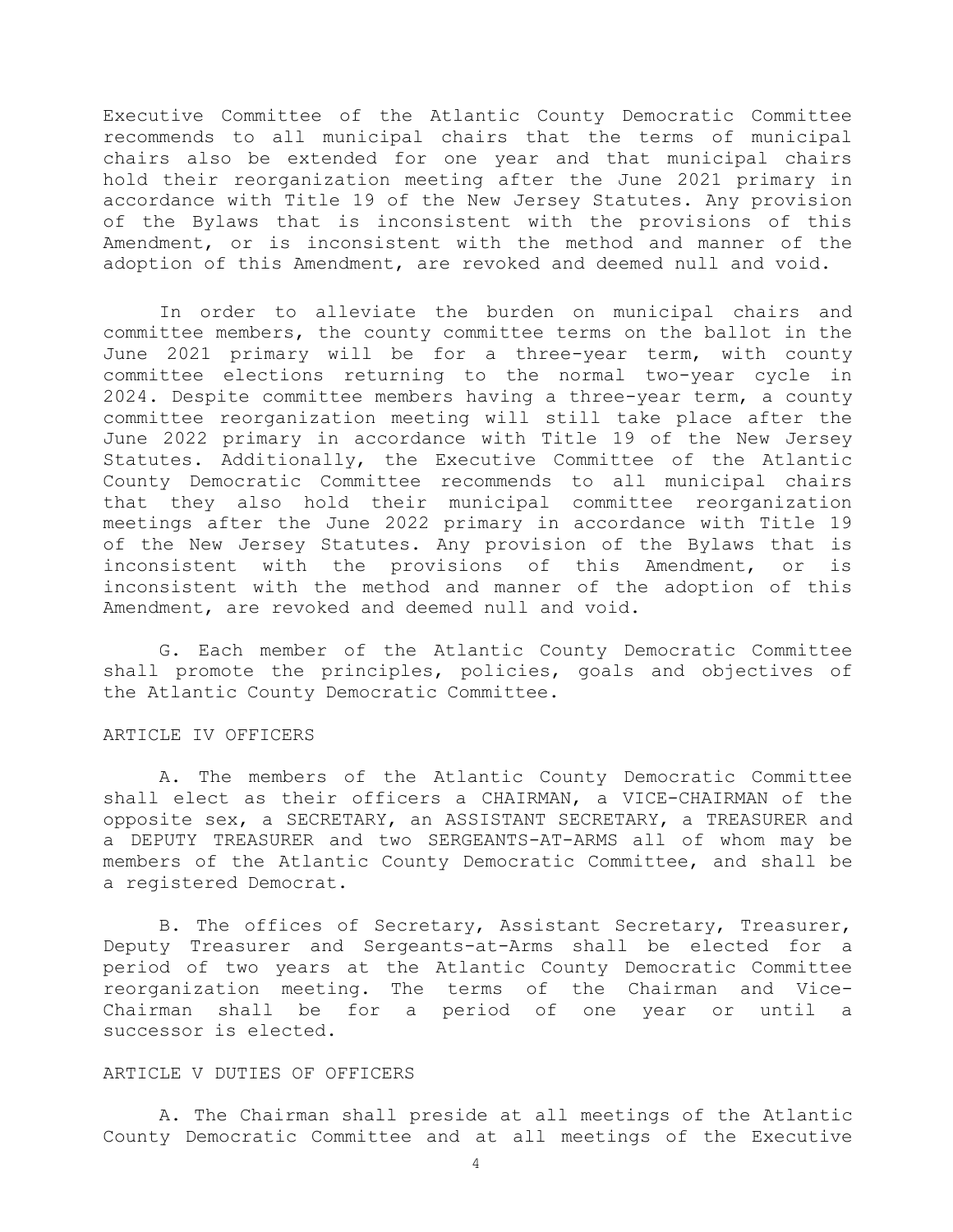Executive Committee of the Atlantic County Democratic Committee recommends to all municipal chairs that the terms of municipal chairs also be extended for one year and that municipal chairs hold their reorganization meeting after the June 2021 primary in accordance with Title 19 of the New Jersey Statutes. Any provision of the Bylaws that is inconsistent with the provisions of this Amendment, or is inconsistent with the method and manner of the adoption of this Amendment, are revoked and deemed null and void.

In order to alleviate the burden on municipal chairs and committee members, the county committee terms on the ballot in the June 2021 primary will be for a three-year term, with county committee elections returning to the normal two-year cycle in 2024. Despite committee members having a three-year term, a county committee reorganization meeting will still take place after the June 2022 primary in accordance with Title 19 of the New Jersey Statutes. Additionally, the Executive Committee of the Atlantic County Democratic Committee recommends to all municipal chairs that they also hold their municipal committee reorganization meetings after the June 2022 primary in accordance with Title 19 of the New Jersey Statutes. Any provision of the Bylaws that is inconsistent with the provisions of this Amendment, or is inconsistent with the method and manner of the adoption of this Amendment, are revoked and deemed null and void.

G. Each member of the Atlantic County Democratic Committee shall promote the principles, policies, goals and objectives of the Atlantic County Democratic Committee.

## ARTICLE IV OFFICERS

A. The members of the Atlantic County Democratic Committee shall elect as their officers a CHAIRMAN, a VICE-CHAIRMAN of the opposite sex, a SECRETARY, an ASSISTANT SECRETARY, a TREASURER and a DEPUTY TREASURER and two SERGEANTS-AT-ARMS all of whom may be members of the Atlantic County Democratic Committee, and shall be a registered Democrat.

B. The offices of Secretary, Assistant Secretary, Treasurer, Deputy Treasurer and Sergeants-at-Arms shall be elected for a period of two years at the Atlantic County Democratic Committee reorganization meeting. The terms of the Chairman and Vice-Chairman shall be for a period of one year or until a successor is elected.

## ARTICLE V DUTIES OF OFFICERS

A. The Chairman shall preside at all meetings of the Atlantic County Democratic Committee and at all meetings of the Executive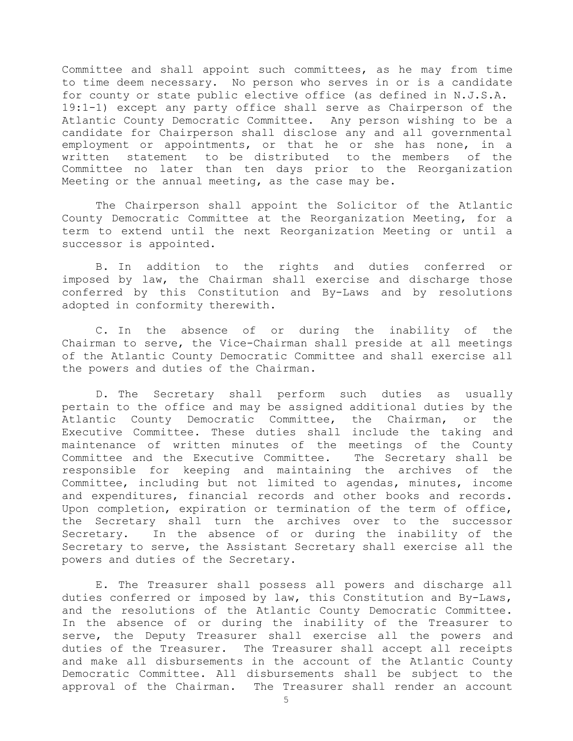Committee and shall appoint such committees, as he may from time to time deem necessary. No person who serves in or is a candidate for county or state public elective office (as defined in N.J.S.A. 19:1-1) except any party office shall serve as Chairperson of the Atlantic County Democratic Committee. Any person wishing to be a candidate for Chairperson shall disclose any and all governmental employment or appointments, or that he or she has none, in a written statement to be distributed to the members of the Committee no later than ten days prior to the Reorganization Meeting or the annual meeting, as the case may be.

The Chairperson shall appoint the Solicitor of the Atlantic County Democratic Committee at the Reorganization Meeting, for a term to extend until the next Reorganization Meeting or until a successor is appointed.

B. In addition to the rights and duties conferred or imposed by law, the Chairman shall exercise and discharge those conferred by this Constitution and By-Laws and by resolutions adopted in conformity therewith.

C. In the absence of or during the inability of the Chairman to serve, the Vice-Chairman shall preside at all meetings of the Atlantic County Democratic Committee and shall exercise all the powers and duties of the Chairman.

D. The Secretary shall perform such duties as usually pertain to the office and may be assigned additional duties by the Atlantic County Democratic Committee, the Chairman, or the Executive Committee. These duties shall include the taking and maintenance of written minutes of the meetings of the County Committee and the Executive Committee. The Secretary shall be responsible for keeping and maintaining the archives of the Committee, including but not limited to agendas, minutes, income and expenditures, financial records and other books and records. Upon completion, expiration or termination of the term of office, the Secretary shall turn the archives over to the successor Secretary. In the absence of or during the inability of the Secretary to serve, the Assistant Secretary shall exercise all the powers and duties of the Secretary.

E. The Treasurer shall possess all powers and discharge all duties conferred or imposed by law, this Constitution and By-Laws, and the resolutions of the Atlantic County Democratic Committee. In the absence of or during the inability of the Treasurer to serve, the Deputy Treasurer shall exercise all the powers and duties of the Treasurer. The Treasurer shall accept all receipts and make all disbursements in the account of the Atlantic County Democratic Committee. All disbursements shall be subject to the approval of the Chairman. The Treasurer shall render an account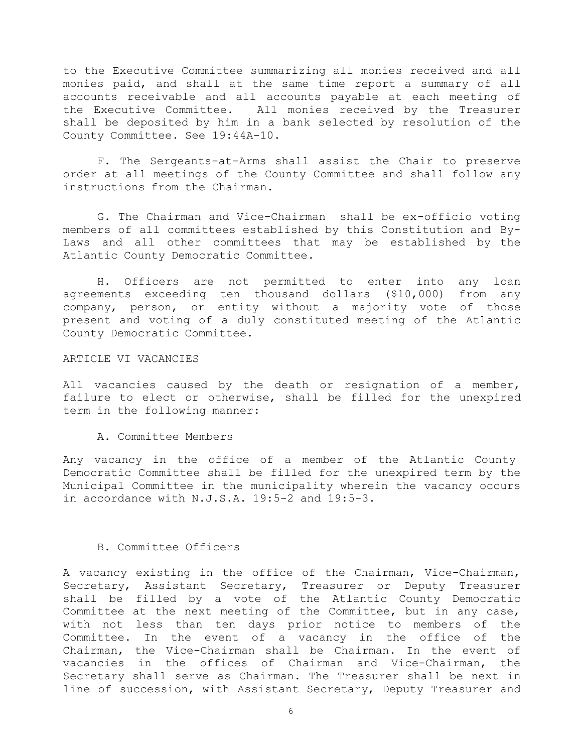to the Executive Committee summarizing all monies received and all monies paid, and shall at the same time report a summary of all accounts receivable and all accounts payable at each meeting of the Executive Committee. All monies received by the Treasurer shall be deposited by him in a bank selected by resolution of the County Committee. See 19:44A-10.

F. The Sergeants-at-Arms shall assist the Chair to preserve order at all meetings of the County Committee and shall follow any instructions from the Chairman.

G. The Chairman and Vice-Chairman shall be ex-officio voting members of all committees established by this Constitution and By-Laws and all other committees that may be established by the Atlantic County Democratic Committee.

H. Officers are not permitted to enter into any loan agreements exceeding ten thousand dollars ($10,000) from any company, person, or entity without a majority vote of those present and voting of a duly constituted meeting of the Atlantic County Democratic Committee.

## ARTICLE VI VACANCIES

All vacancies caused by the death or resignation of a member, failure to elect or otherwise, shall be filled for the unexpired term in the following manner:

### A. Committee Members

Any vacancy in the office of a member of the Atlantic County Democratic Committee shall be filled for the unexpired term by the Municipal Committee in the municipality wherein the vacancy occurs in accordance with N.J.S.A. 19:5-2 and 19:5-3.

### B. Committee Officers

A vacancy existing in the office of the Chairman, Vice-Chairman, Secretary, Assistant Secretary, Treasurer or Deputy Treasurer shall be filled by a vote of the Atlantic County Democratic Committee at the next meeting of the Committee, but in any case, with not less than ten days prior notice to members of the Committee. In the event of a vacancy in the office of the Chairman, the Vice-Chairman shall be Chairman. In the event of vacancies in the offices of Chairman and Vice-Chairman, the Secretary shall serve as Chairman. The Treasurer shall be next in line of succession, with Assistant Secretary, Deputy Treasurer and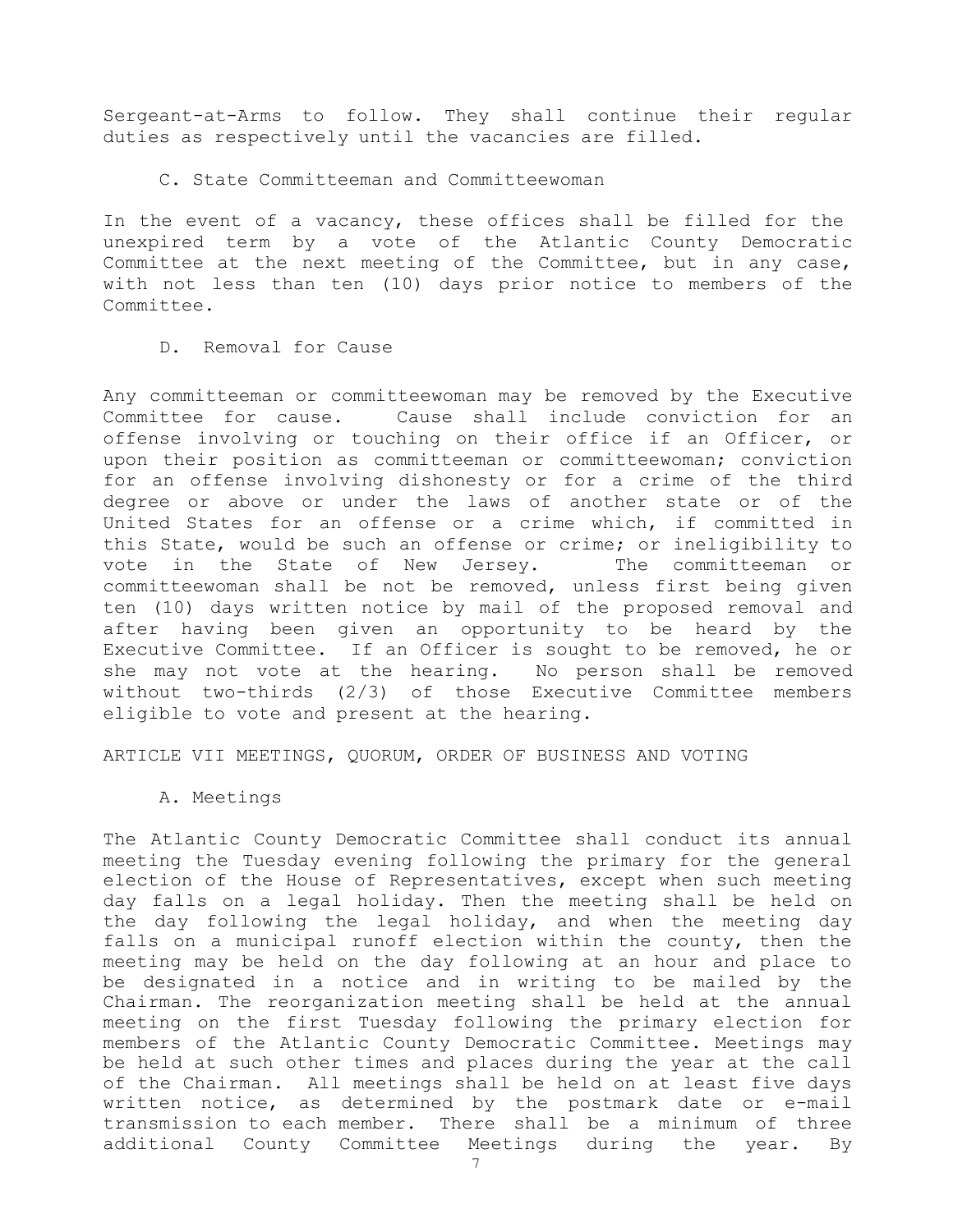Sergeant-at-Arms to follow. They shall continue their regular duties as respectively until the vacancies are filled.

C. State Committeeman and Committeewoman

In the event of a vacancy, these offices shall be filled for the unexpired term by a vote of the Atlantic County Democratic Committee at the next meeting of the Committee, but in any case, with not less than ten (10) days prior notice to members of the Committee.

D. Removal for Cause

Any committeeman or committeewoman may be removed by the Executive Committee for cause. Cause shall include conviction for an offense involving or touching on their office if an Officer, or upon their position as committeeman or committeewoman; conviction for an offense involving dishonesty or for a crime of the third degree or above or under the laws of another state or of the United States for an offense or a crime which, if committed in this State, would be such an offense or crime; or ineligibility to vote in the State of New Jersey. The committeeman or committeewoman shall be not be removed, unless first being given ten (10) days written notice by mail of the proposed removal and after having been given an opportunity to be heard by the Executive Committee. If an Officer is sought to be removed, he or she may not vote at the hearing. No person shall be removed without two-thirds (2/3) of those Executive Committee members eligible to vote and present at the hearing.

## ARTICLE VII MEETINGS, QUORUM, ORDER OF BUSINESS AND VOTING

A. Meetings

The Atlantic County Democratic Committee shall conduct its annual meeting the Tuesday evening following the primary for the general election of the House of Representatives, except when such meeting day falls on a legal holiday. Then the meeting shall be held on the day following the legal holiday, and when the meeting day falls on a municipal runoff election within the county, then the meeting may be held on the day following at an hour and place to be designated in a notice and in writing to be mailed by the Chairman. The reorganization meeting shall be held at the annual meeting on the first Tuesday following the primary election for members of the Atlantic County Democratic Committee. Meetings may be held at such other times and places during the year at the call of the Chairman. All meetings shall be held on at least five days written notice, as determined by the postmark date or e-mail transmission to each member. There shall be a minimum of three additional County Committee Meetings during the year. By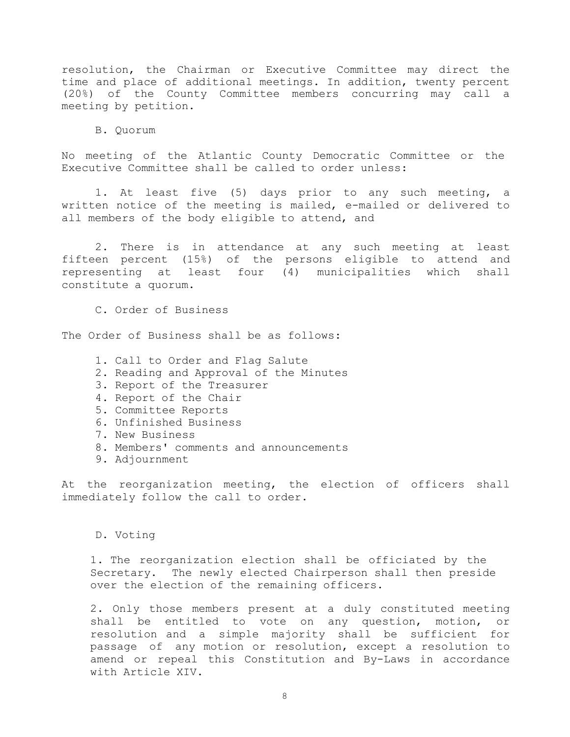resolution, the Chairman or Executive Committee may direct the time and place of additional meetings. In addition, twenty percent (20%) of the County Committee members concurring may call a meeting by petition.

B. Quorum

No meeting of the Atlantic County Democratic Committee or the Executive Committee shall be called to order unless:

1. At least five (5) days prior to any such meeting, a written notice of the meeting is mailed, e-mailed or delivered to all members of the body eligible to attend, and

2. There is in attendance at any such meeting at least fifteen percent (15%) of the persons eligible to attend and representing at least four (4) municipalities which shall constitute a quorum.

C. Order of Business

The Order of Business shall be as follows:

1. Call to Order and Flag Salute
2. Reading and Approval of the Minutes
3. Report of the Treasurer
4. Report of the Chair
5. Committee Reports
6. Unfinished Business
7. New Business
8. Members' comments and announcements
9. Adjournment

At the reorganization meeting, the election of officers shall immediately follow the call to order.

D. Voting

1. The reorganization election shall be officiated by the Secretary. The newly elected Chairperson shall then preside over the election of the remaining officers.

2. Only those members present at a duly constituted meeting shall be entitled to vote on any question, motion, or resolution and a simple majority shall be sufficient for passage of any motion or resolution, except a resolution to amend or repeal this Constitution and By-Laws in accordance with Article XIV.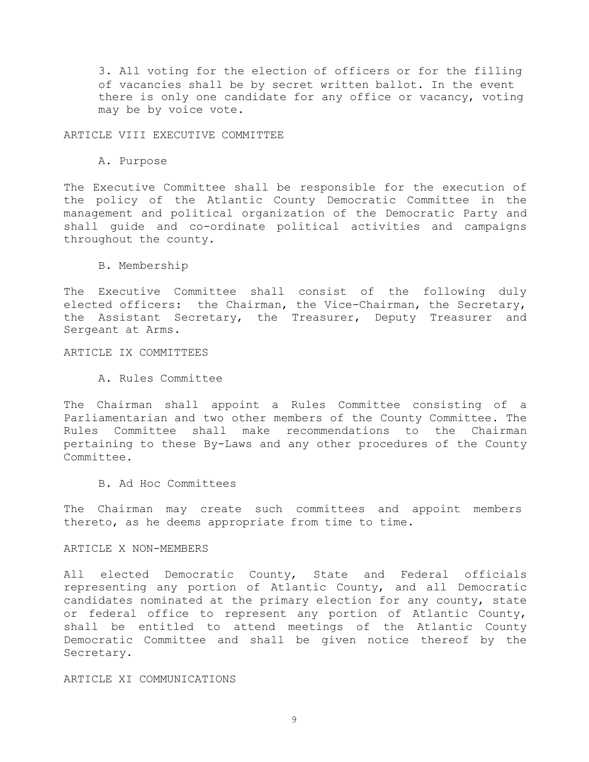3. All voting for the election of officers or for the filling of vacancies shall be by secret written ballot. In the event there is only one candidate for any office or vacancy, voting may be by voice vote.

## ARTICLE VIII EXECUTIVE COMMITTEE

### A. Purpose

The Executive Committee shall be responsible for the execution of the policy of the Atlantic County Democratic Committee in the management and political organization of the Democratic Party and shall guide and co-ordinate political activities and campaigns throughout the county.

### B. Membership

The Executive Committee shall consist of the following duly elected officers: the Chairman, the Vice-Chairman, the Secretary, the Assistant Secretary, the Treasurer, Deputy Treasurer and Sergeant at Arms.

## ARTICLE IX COMMITTEES

### A. Rules Committee

The Chairman shall appoint a Rules Committee consisting of a Parliamentarian and two other members of the County Committee. The Rules Committee shall make recommendations to the Chairman pertaining to these By-Laws and any other procedures of the County Committee.

### B. Ad Hoc Committees

The Chairman may create such committees and appoint members thereto, as he deems appropriate from time to time.

## ARTICLE X NON-MEMBERS

All elected Democratic County, State and Federal officials representing any portion of Atlantic County, and all Democratic candidates nominated at the primary election for any county, state or federal office to represent any portion of Atlantic County, shall be entitled to attend meetings of the Atlantic County Democratic Committee and shall be given notice thereof by the Secretary.

## ARTICLE XI COMMUNICATIONS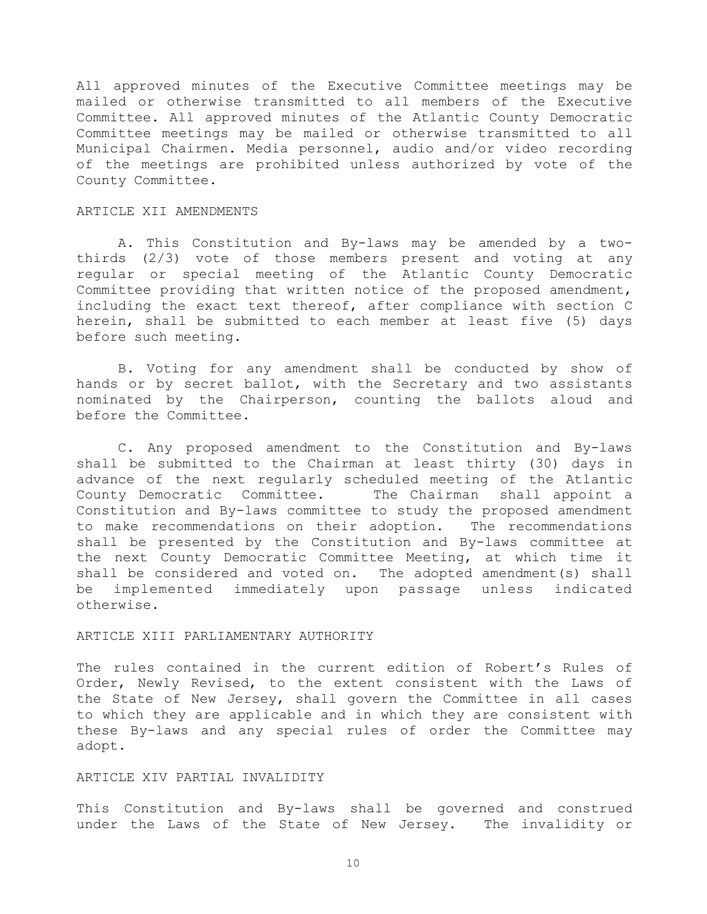All approved minutes of the Executive Committee meetings may be mailed or otherwise transmitted to all members of the Executive Committee. All approved minutes of the Atlantic County Democratic Committee meetings may be mailed or otherwise transmitted to all Municipal Chairmen. Media personnel, audio and/or video recording of the meetings are prohibited unless authorized by vote of the County Committee.

## ARTICLE XII AMENDMENTS

A. This Constitution and By-laws may be amended by a two-thirds (2/3) vote of those members present and voting at any regular or special meeting of the Atlantic County Democratic Committee providing that written notice of the proposed amendment, including the exact text thereof, after compliance with section C herein, shall be submitted to each member at least five (5) days before such meeting.

B. Voting for any amendment shall be conducted by show of hands or by secret ballot, with the Secretary and two assistants nominated by the Chairperson, counting the ballots aloud and before the Committee.

C. Any proposed amendment to the Constitution and By-laws shall be submitted to the Chairman at least thirty (30) days in advance of the next regularly scheduled meeting of the Atlantic County Democratic Committee. The Chairman shall appoint a Constitution and By-laws committee to study the proposed amendment to make recommendations on their adoption. The recommendations shall be presented by the Constitution and By-laws committee at the next County Democratic Committee Meeting, at which time it shall be considered and voted on. The adopted amendment(s) shall be implemented immediately upon passage unless indicated otherwise.

## ARTICLE XIII PARLIAMENTARY AUTHORITY

The rules contained in the current edition of Robert's Rules of Order, Newly Revised, to the extent consistent with the Laws of the State of New Jersey, shall govern the Committee in all cases to which they are applicable and in which they are consistent with these By-laws and any special rules of order the Committee may adopt.

## ARTICLE XIV PARTIAL INVALIDITY

This Constitution and By-laws shall be governed and construed under the Laws of the State of New Jersey. The invalidity or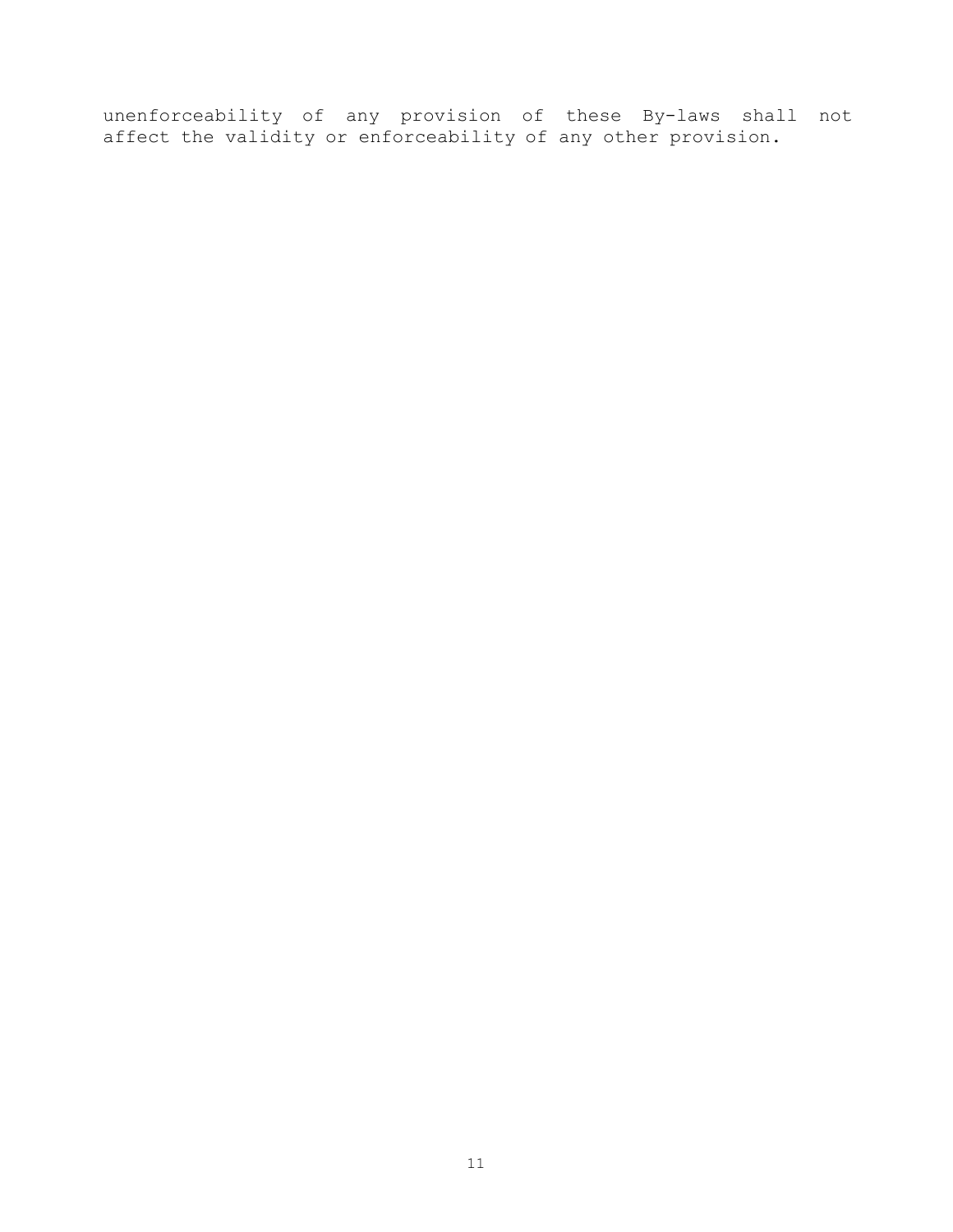unenforceability of any provision of these By-laws shall not affect the validity or enforceability of any other provision.